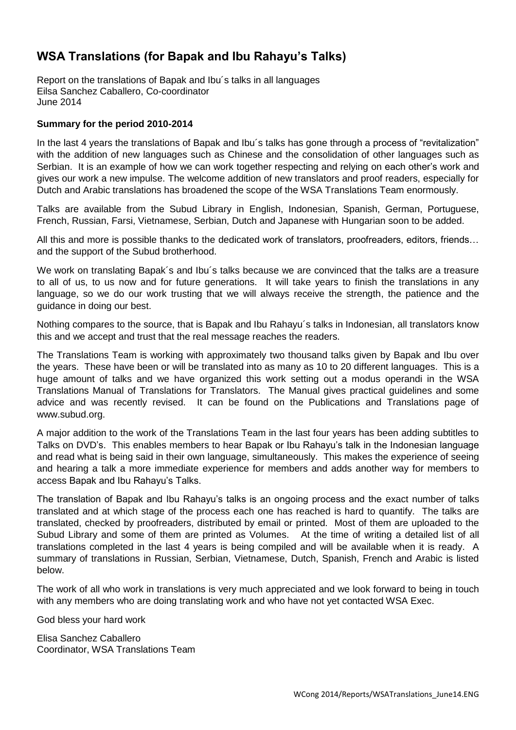# WSA Translations (for Bapak and Ibu Rahayu's Talks)

Report on the translations of Bapak and Ibu´s talks in all languages
Eilsa Sanchez Caballero, Co-coordinator
June 2014

**Summary for the period 2010-2014**

In the last 4 years the translations of Bapak and Ibu´s talks has gone through a process of "revitalization" with the addition of new languages such as Chinese and the consolidation of other languages such as Serbian. It is an example of how we can work together respecting and relying on each other's work and gives our work a new impulse. The welcome addition of new translators and proof readers, especially for Dutch and Arabic translations has broadened the scope of the WSA Translations Team enormously.

Talks are available from the Subud Library in English, Indonesian, Spanish, German, Portuguese, French, Russian, Farsi, Vietnamese, Serbian, Dutch and Japanese with Hungarian soon to be added.

All this and more is possible thanks to the dedicated work of translators, proofreaders, editors, friends… and the support of the Subud brotherhood.

We work on translating Bapak´s and Ibu´s talks because we are convinced that the talks are a treasure to all of us, to us now and for future generations. It will take years to finish the translations in any language, so we do our work trusting that we will always receive the strength, the patience and the guidance in doing our best.

Nothing compares to the source, that is Bapak and Ibu Rahayu´s talks in Indonesian, all translators know this and we accept and trust that the real message reaches the readers.

The Translations Team is working with approximately two thousand talks given by Bapak and Ibu over the years. These have been or will be translated into as many as 10 to 20 different languages. This is a huge amount of talks and we have organized this work setting out a modus operandi in the WSA Translations Manual of Translations for Translators. The Manual gives practical guidelines and some advice and was recently revised. It can be found on the Publications and Translations page of www.subud.org.

A major addition to the work of the Translations Team in the last four years has been adding subtitles to Talks on DVD's. This enables members to hear Bapak or Ibu Rahayu's talk in the Indonesian language and read what is being said in their own language, simultaneously. This makes the experience of seeing and hearing a talk a more immediate experience for members and adds another way for members to access Bapak and Ibu Rahayu's Talks.

The translation of Bapak and Ibu Rahayu's talks is an ongoing process and the exact number of talks translated and at which stage of the process each one has reached is hard to quantify. The talks are translated, checked by proofreaders, distributed by email or printed. Most of them are uploaded to the Subud Library and some of them are printed as Volumes. At the time of writing a detailed list of all translations completed in the last 4 years is being compiled and will be available when it is ready. A summary of translations in Russian, Serbian, Vietnamese, Dutch, Spanish, French and Arabic is listed below.

The work of all who work in translations is very much appreciated and we look forward to being in touch with any members who are doing translating work and who have not yet contacted WSA Exec.

God bless your hard work

Elisa Sanchez Caballero
Coordinator, WSA Translations Team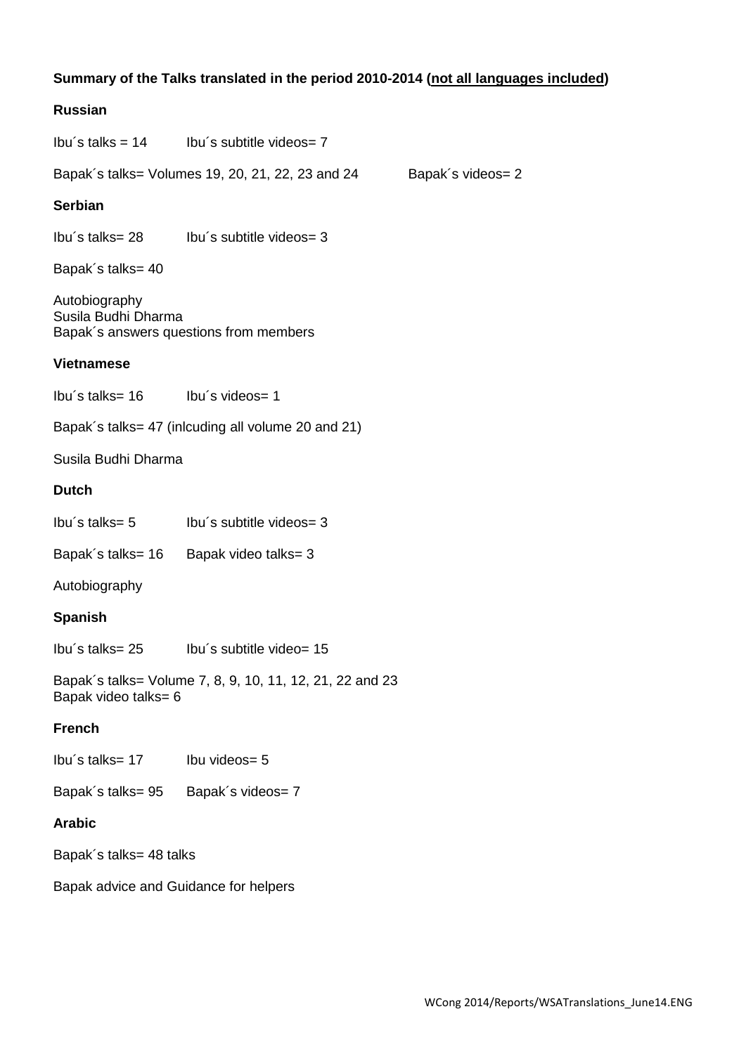**Summary of the Talks translated in the period 2010-2014 (not all languages included)**

**Russian**

Ibu´s talks = 14 Ibu´s subtitle videos= 7

Bapak´s talks= Volumes 19, 20, 21, 22, 23 and 24 Bapak´s videos= 2

**Serbian**

Ibu´s talks= 28 Ibu´s subtitle videos= 3

Bapak´s talks= 40

Autobiography
Susila Budhi Dharma
Bapak´s answers questions from members

**Vietnamese**

Ibu´s talks= 16 Ibu´s videos= 1

Bapak´s talks= 47 (inlcuding all volume 20 and 21)

Susila Budhi Dharma

**Dutch**

Ibu´s talks= 5 Ibu´s subtitle videos= 3

Bapak´s talks= 16 Bapak video talks= 3

Autobiography

**Spanish**

Ibu´s talks= 25 Ibu´s subtitle video= 15

Bapak´s talks= Volume 7, 8, 9, 10, 11, 12, 21, 22 and 23
Bapak video talks= 6

**French**

Ibu´s talks= 17 Ibu videos= 5

Bapak´s talks= 95 Bapak´s videos= 7

**Arabic**

Bapak´s talks= 48 talks

Bapak advice and Guidance for helpers